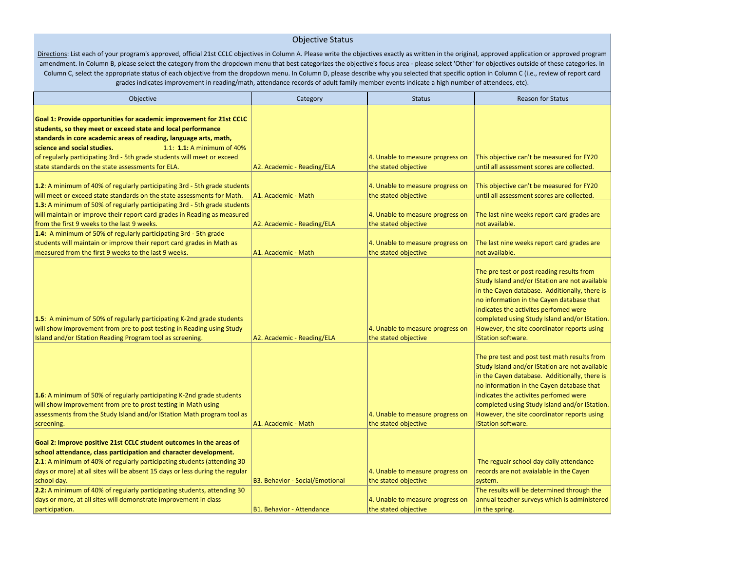## Objective Status

Directions: List each of your program's approved, official 21st CCLC objectives in Column A. Please write the objectives exactly as written in the original, approved application or approved program amendment. In Column B, please select the category from the dropdown menu that best categorizes the objective's focus area - please select 'Other' for objectives outside of these categories. In Column C, select the appropriate status of each objective from the dropdown menu. In Column D, please describe why you selected that specific option in Column C (i.e., review of report card grades indicates improvement in reading/math, attendance records of adult family member events indicate a high number of attendees, etc).

| Objective | Category | Status | Reason for Status |
|---|---|---|---|
| **Goal 1: Provide opportunities for academic improvement for 21st CCLC students, so they meet or exceed state and local performance standards in core academic areas of reading, language arts, math, science and social studies.** 1.1: **1.1:** A minimum of 40% of regularly participating 3rd - 5th grade students will meet or exceed state standards on the state assessments for ELA. | A2. Academic - Reading/ELA | 4. Unable to measure progress on the stated objective | This objective can't be measured for FY20 until all assessment scores are collected. |
| **1.2**: A minimum of 40% of regularly participating 3rd - 5th grade students will meet or exceed state standards on the state assessments for Math. | A1. Academic - Math | 4. Unable to measure progress on the stated objective | This objective can't be measured for FY20 until all assessment scores are collected. |
| **1.3:** A minimum of 50% of regularly participating 3rd - 5th grade students will maintain or improve their report card grades in Reading as measured from the first 9 weeks to the last 9 weeks. | A2. Academic - Reading/ELA | 4. Unable to measure progress on the stated objective | The last nine weeks report card grades are not available. |
| **1.4:** A minimum of 50% of regularly participating 3rd - 5th grade students will maintain or improve their report card grades in Math as measured from the first 9 weeks to the last 9 weeks. | A1. Academic - Math | 4. Unable to measure progress on the stated objective | The last nine weeks report card grades are not available. |
| **1.5**: A minimum of 50% of regularly participating K-2nd grade students will show improvement from pre to post testing in Reading using Study Island and/or IStation Reading Program tool as screening. | A2. Academic - Reading/ELA | 4. Unable to measure progress on the stated objective | The pre test or post reading results from Study Island and/or IStation are not available in the Cayen database. Additionally, there is no information in the Cayen database that indicates the activites perfomed were completed using Study Island and/or IStation. However, the site coordinator reports using IStation software. |
| **1.6**: A minimum of 50% of regularly participating K-2nd grade students will show improvement from pre to prost testing in Math using assessments from the Study Island and/or IStation Math program tool as screening. | A1. Academic - Math | 4. Unable to measure progress on the stated objective | The pre test and post test math results from Study Island and/or IStation are not available in the Cayen database. Additionally, there is no information in the Cayen database that indicates the activites perfomed were completed using Study Island and/or IStation. However, the site coordinator reports using IStation software. |
| **Goal 2: Improve positive 21st CCLC student outcomes in the areas of school attendance, class participation and character development.** **2.1**: A minimum of 40% of regularly participating students (attending 30 days or more) at all sites will be absent 15 days or less during the regular school day. | B3. Behavior - Social/Emotional | 4. Unable to measure progress on the stated objective | The regualr school day daily attendance records are not avaialable in the Cayen system. |
| **2.2:** A minimum of 40% of regularly participating students, attending 30 days or more, at all sites will demonstrate improvement in class participation. | B1. Behavior - Attendance | 4. Unable to measure progress on the stated objective | The results will be determined through the annual teacher surveys which is administered in the spring. |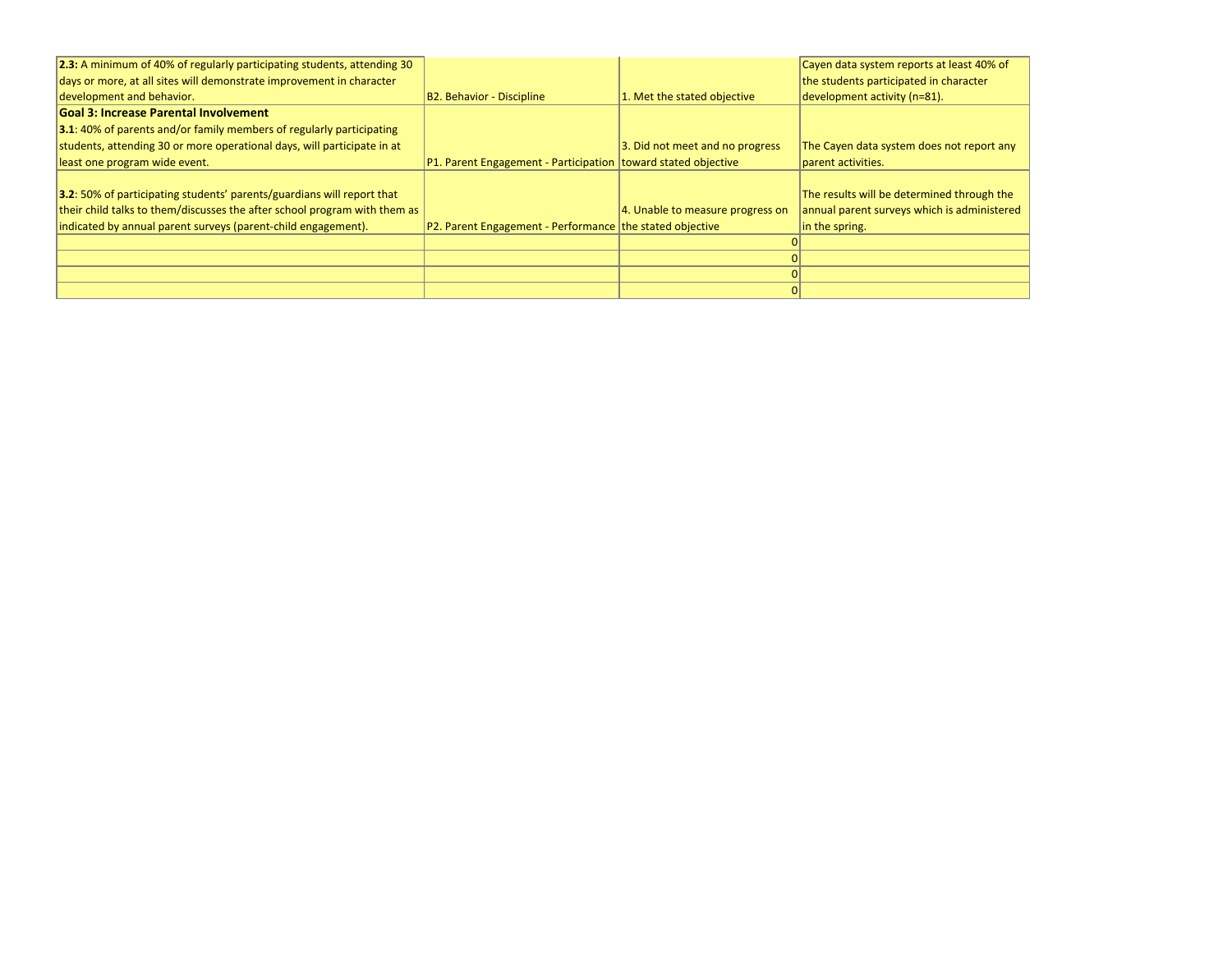| | | | |
|---|---|---|---|
| **2.3:** A minimum of 40% of regularly participating students, attending 30 days or more, at all sites will demonstrate improvement in character development and behavior. | B2. Behavior - Discipline | 1. Met the stated objective | Cayen data system reports at least 40% of the students participated in character development activity (n=81). |
| **Goal 3: Increase Parental Involvement** **3.1**: 40% of parents and/or family members of regularly participating students, attending 30 or more operational days, will participate in at least one program wide event. | P1. Parent Engagement - Participation | 3. Did not meet and no progress toward stated objective | The Cayen data system does not report any parent activities. |
| **3.2**: 50% of participating students' parents/guardians will report that their child talks to them/discusses the after school program with them as indicated by annual parent surveys (parent-child engagement). | P2. Parent Engagement - Performance | 4. Unable to measure progress on the stated objective | The results will be determined through the annual parent surveys which is administered in the spring. |
| | | 0 | |
| | | 0 | |
| | | 0 | |
| | | 0 | |